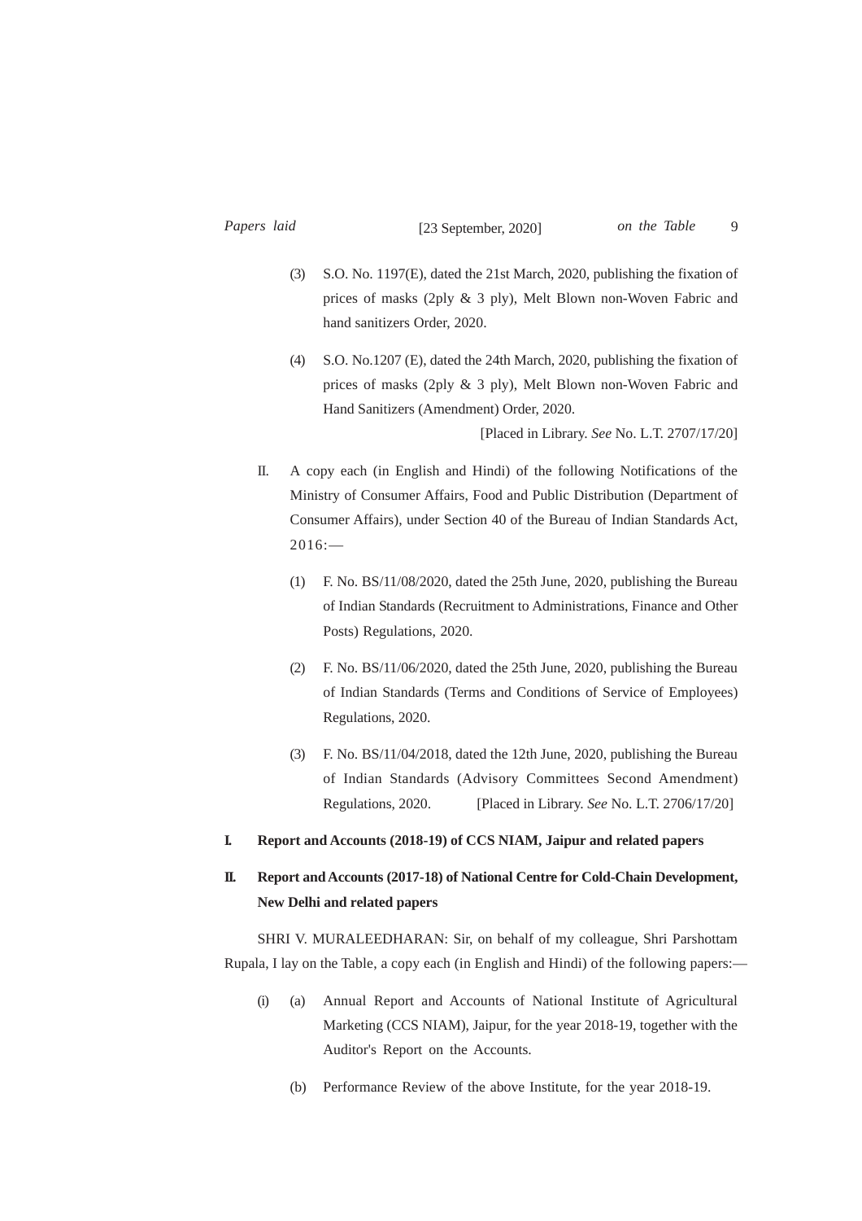(3) S.O. No. 1197(E), dated the 21st March, 2020, publishing the fixation of prices of masks (2ply & 3 ply), Melt Blown non-Woven Fabric and hand sanitizers Order, 2020.

(4) S.O. No.1207 (E), dated the 24th March, 2020, publishing the fixation of prices of masks (2ply & 3 ply), Melt Blown non-Woven Fabric and Hand Sanitizers (Amendment) Order, 2020.

[Placed in Library. *See* No. L.T. 2707/17/20]

II. A copy each (in English and Hindi) of the following Notifications of the Ministry of Consumer Affairs, Food and Public Distribution (Department of Consumer Affairs), under Section 40 of the Bureau of Indian Standards Act, 2016:—

(1) F. No. BS/11/08/2020, dated the 25th June, 2020, publishing the Bureau of Indian Standards (Recruitment to Administrations, Finance and Other Posts) Regulations, 2020.

(2) F. No. BS/11/06/2020, dated the 25th June, 2020, publishing the Bureau of Indian Standards (Terms and Conditions of Service of Employees) Regulations, 2020.

(3) F. No. BS/11/04/2018, dated the 12th June, 2020, publishing the Bureau of Indian Standards (Advisory Committees Second Amendment) Regulations, 2020. [Placed in Library. *See* No. L.T. 2706/17/20]

**I. Report and Accounts (2018-19) of CCS NIAM, Jaipur and related papers**

**II. Report and Accounts (2017-18) of National Centre for Cold-Chain Development, New Delhi and related papers**

SHRI V. MURALEEDHARAN: Sir, on behalf of my colleague, Shri Parshottam Rupala, I lay on the Table, a copy each (in English and Hindi) of the following papers:—

(i) (a) Annual Report and Accounts of National Institute of Agricultural Marketing (CCS NIAM), Jaipur, for the year 2018-19, together with the Auditor's Report on the Accounts.

(b) Performance Review of the above Institute, for the year 2018-19.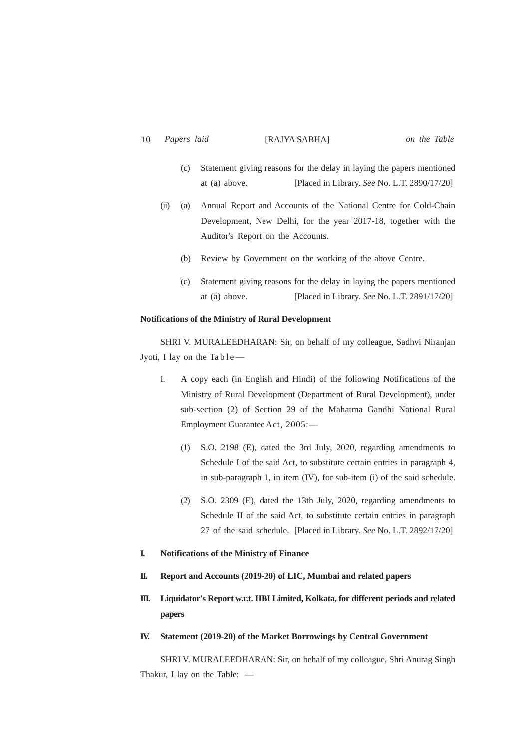(c) Statement giving reasons for the delay in laying the papers mentioned at (a) above. [Placed in Library. *See* No. L.T. 2890/17/20]

(ii) (a) Annual Report and Accounts of the National Centre for Cold-Chain Development, New Delhi, for the year 2017-18, together with the Auditor's Report on the Accounts.

(b) Review by Government on the working of the above Centre.

(c) Statement giving reasons for the delay in laying the papers mentioned at (a) above. [Placed in Library. *See* No. L.T. 2891/17/20]

**Notifications of the Ministry of Rural Development**

SHRI V. MURALEEDHARAN: Sir, on behalf of my colleague, Sadhvi Niranjan Jyoti, I lay on the Table—

I. A copy each (in English and Hindi) of the following Notifications of the Ministry of Rural Development (Department of Rural Development), under sub-section (2) of Section 29 of the Mahatma Gandhi National Rural Employment Guarantee Act, 2005:—

(1) S.O. 2198 (E), dated the 3rd July, 2020, regarding amendments to Schedule I of the said Act, to substitute certain entries in paragraph 4, in sub-paragraph 1, in item (IV), for sub-item (i) of the said schedule.

(2) S.O. 2309 (E), dated the 13th July, 2020, regarding amendments to Schedule II of the said Act, to substitute certain entries in paragraph 27 of the said schedule. [Placed in Library. *See* No. L.T. 2892/17/20]

**I. Notifications of the Ministry of Finance**

**II. Report and Accounts (2019-20) of LIC, Mumbai and related papers**

**III. Liquidator's Report w.r.t. IIBI Limited, Kolkata, for different periods and related papers**

**IV. Statement (2019-20) of the Market Borrowings by Central Government**

SHRI V. MURALEEDHARAN: Sir, on behalf of my colleague, Shri Anurag Singh Thakur, I lay on the Table: —